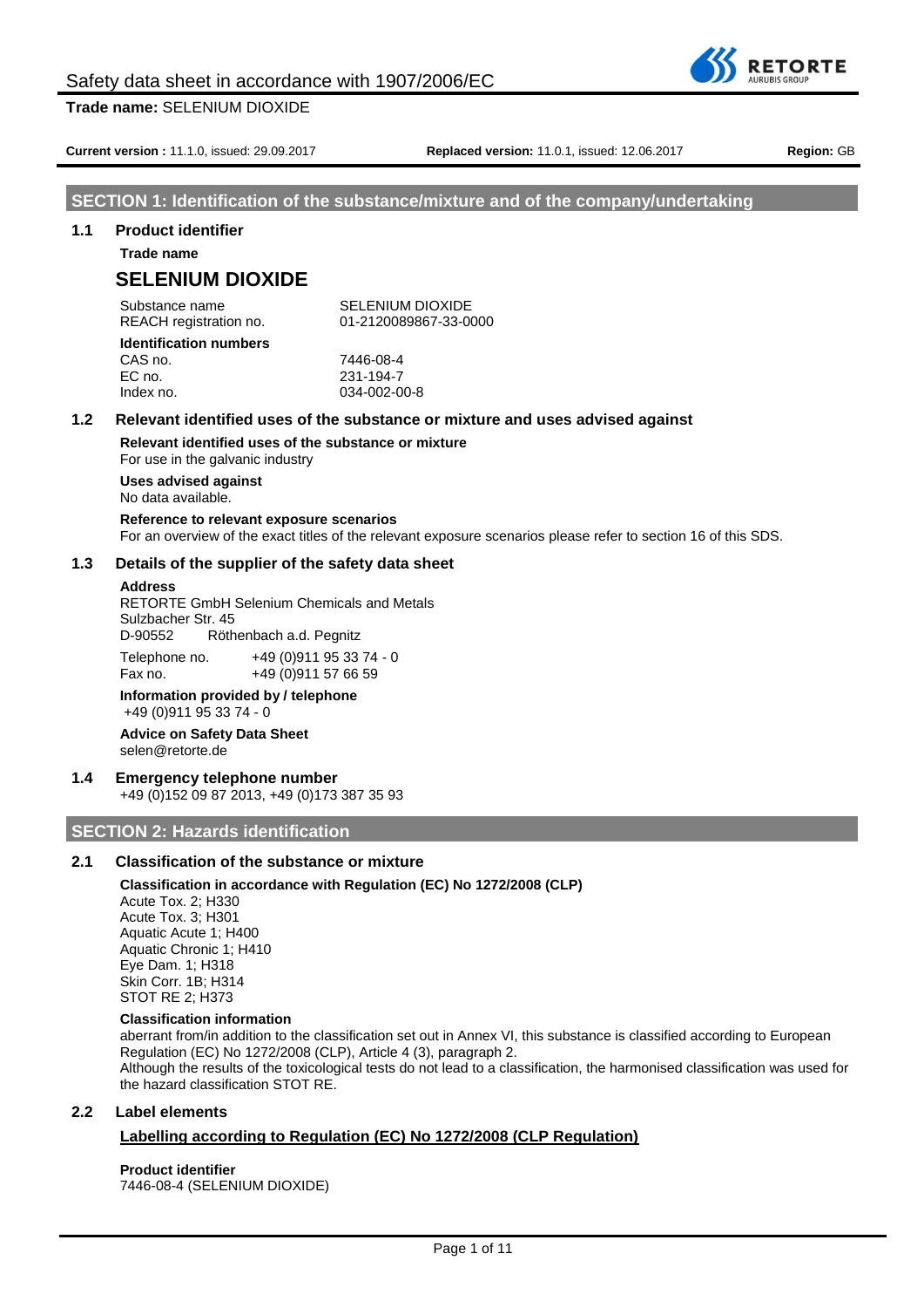Safety data sheet in accordance with 1907/2006/EC

**Trade name:** SELENIUM DIOXIDE

**Current version :** 11.1.0, issued: 29.09.2017 **Replaced version:** 11.0.1, issued: 12.06.2017 **Region:** GB

## SECTION 1: Identification of the substance/mixture and of the company/undertaking

### 1.1 Product identifier

**Trade name**

## SELENIUM DIOXIDE

| | |
|---|---|
| Substance name | SELENIUM DIOXIDE |
| REACH registration no. | 01-2120089867-33-0000 |

**Identification numbers**

| | |
|---|---|
| CAS no. | 7446-08-4 |
| EC no. | 231-194-7 |
| Index no. | 034-002-00-8 |

### 1.2 Relevant identified uses of the substance or mixture and uses advised against

**Relevant identified uses of the substance or mixture**
For use in the galvanic industry

**Uses advised against**
No data available.

**Reference to relevant exposure scenarios**
For an overview of the exact titles of the relevant exposure scenarios please refer to section 16 of this SDS.

### 1.3 Details of the supplier of the safety data sheet

**Address**
RETORTE GmbH Selenium Chemicals and Metals
Sulzbacher Str. 45
D-90552 Röthenbach a.d. Pegnitz

Telephone no. +49 (0)911 95 33 74 - 0
Fax no. +49 (0)911 57 66 59

**Information provided by / telephone**
+49 (0)911 95 33 74 - 0

**Advice on Safety Data Sheet**
selen@retorte.de

### 1.4 Emergency telephone number

+49 (0)152 09 87 2013, +49 (0)173 387 35 93

## SECTION 2: Hazards identification

### 2.1 Classification of the substance or mixture

**Classification in accordance with Regulation (EC) No 1272/2008 (CLP)**

Acute Tox. 2; H330
Acute Tox. 3; H301
Aquatic Acute 1; H400
Aquatic Chronic 1; H410
Eye Dam. 1; H318
Skin Corr. 1B; H314
STOT RE 2; H373

**Classification information**
aberrant from/in addition to the classification set out in Annex VI, this substance is classified according to European Regulation (EC) No 1272/2008 (CLP), Article 4 (3), paragraph 2.
Although the results of the toxicological tests do not lead to a classification, the harmonised classification was used for the hazard classification STOT RE.

### 2.2 Label elements

**Labelling according to Regulation (EC) No 1272/2008 (CLP Regulation)**

**Product identifier**
7446-08-4 (SELENIUM DIOXIDE)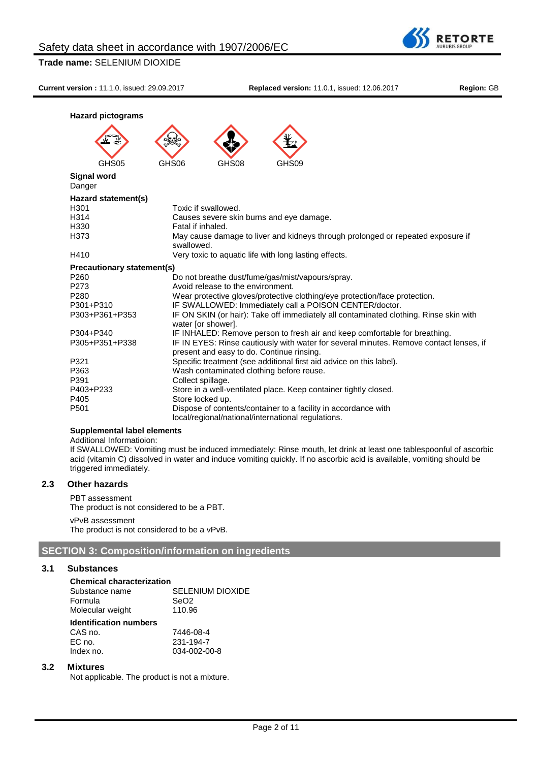**Hazard pictograms**

GHS05 GHS06 GHS08 GHS09

**Signal word**

Danger

**Hazard statement(s)**

| | |
|---|---|
| H301 | Toxic if swallowed. |
| H314 | Causes severe skin burns and eye damage. |
| H330 | Fatal if inhaled. |
| H373 | May cause damage to liver and kidneys through prolonged or repeated exposure if swallowed. |
| H410 | Very toxic to aquatic life with long lasting effects. |

**Precautionary statement(s)**

| | |
|---|---|
| P260 | Do not breathe dust/fume/gas/mist/vapours/spray. |
| P273 | Avoid release to the environment. |
| P280 | Wear protective gloves/protective clothing/eye protection/face protection. |
| P301+P310 | IF SWALLOWED: Immediately call a POISON CENTER/doctor. |
| P303+P361+P353 | IF ON SKIN (or hair): Take off immediately all contaminated clothing. Rinse skin with water [or shower]. |
| P304+P340 | IF INHALED: Remove person to fresh air and keep comfortable for breathing. |
| P305+P351+P338 | IF IN EYES: Rinse cautiously with water for several minutes. Remove contact lenses, if present and easy to do. Continue rinsing. |
| P321 | Specific treatment (see additional first aid advice on this label). |
| P363 | Wash contaminated clothing before reuse. |
| P391 | Collect spillage. |
| P403+P233 | Store in a well-ventilated place. Keep container tightly closed. |
| P405 | Store locked up. |
| P501 | Dispose of contents/container to a facility in accordance with local/regional/national/international regulations. |

**Supplemental label elements**

Additional Informatioion:

If SWALLOWED: Vomiting must be induced immediately: Rinse mouth, let drink at least one tablespoonful of ascorbic acid (vitamin C) dissolved in water and induce vomiting quickly. If no ascorbic acid is available, vomiting should be triggered immediately.

### 2.3 Other hazards

PBT assessment

The product is not considered to be a PBT.

vPvB assessment

The product is not considered to be a vPvB.

## SECTION 3: Composition/information on ingredients

### 3.1 Substances

**Chemical characterization**

| | |
|---|---|
| Substance name | SELENIUM DIOXIDE |
| Formula | $SeO_2$ |
| Molecular weight | 110.96 |

**Identification numbers**

| | |
|---|---|
| CAS no. | 7446-08-4 |
| EC no. | 231-194-7 |
| Index no. | 034-002-00-8 |

### 3.2 Mixtures

Not applicable. The product is not a mixture.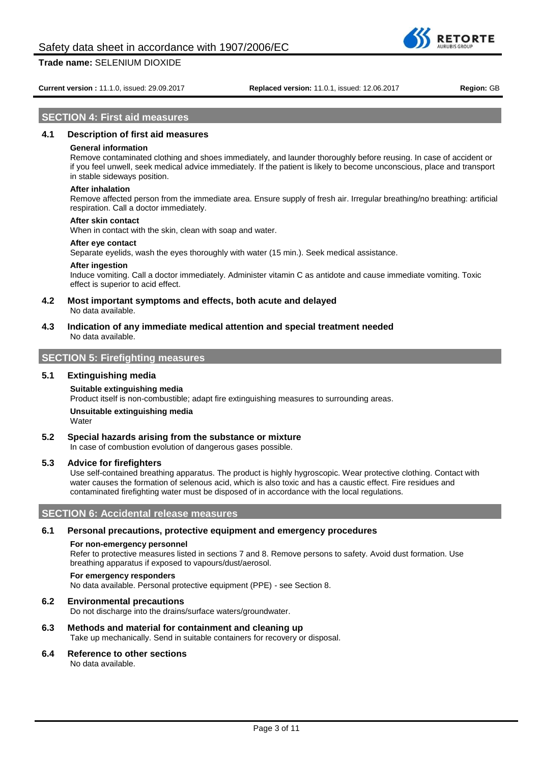## SECTION 4: First aid measures

### 4.1 Description of first aid measures

**General information**

Remove contaminated clothing and shoes immediately, and launder thoroughly before reusing. In case of accident or if you feel unwell, seek medical advice immediately. If the patient is likely to become unconscious, place and transport in stable sideways position.

**After inhalation**

Remove affected person from the immediate area. Ensure supply of fresh air. Irregular breathing/no breathing: artificial respiration. Call a doctor immediately.

**After skin contact**

When in contact with the skin, clean with soap and water.

**After eye contact**

Separate eyelids, wash the eyes thoroughly with water (15 min.). Seek medical assistance.

**After ingestion**

Induce vomiting. Call a doctor immediately. Administer vitamin C as antidote and cause immediate vomiting. Toxic effect is superior to acid effect.

### 4.2 Most important symptoms and effects, both acute and delayed

No data available.

### 4.3 Indication of any immediate medical attention and special treatment needed

No data available.

## SECTION 5: Firefighting measures

### 5.1 Extinguishing media

**Suitable extinguishing media**

Product itself is non-combustible; adapt fire extinguishing measures to surrounding areas.

**Unsuitable extinguishing media**

Water

### 5.2 Special hazards arising from the substance or mixture

In case of combustion evolution of dangerous gases possible.

### 5.3 Advice for firefighters

Use self-contained breathing apparatus. The product is highly hygroscopic. Wear protective clothing. Contact with water causes the formation of selenous acid, which is also toxic and has a caustic effect. Fire residues and contaminated firefighting water must be disposed of in accordance with the local regulations.

## SECTION 6: Accidental release measures

### 6.1 Personal precautions, protective equipment and emergency procedures

**For non-emergency personnel**

Refer to protective measures listed in sections 7 and 8. Remove persons to safety. Avoid dust formation. Use breathing apparatus if exposed to vapours/dust/aerosol.

**For emergency responders**

No data available. Personal protective equipment (PPE) - see Section 8.

### 6.2 Environmental precautions

Do not discharge into the drains/surface waters/groundwater.

### 6.3 Methods and material for containment and cleaning up

Take up mechanically. Send in suitable containers for recovery or disposal.

### 6.4 Reference to other sections

No data available.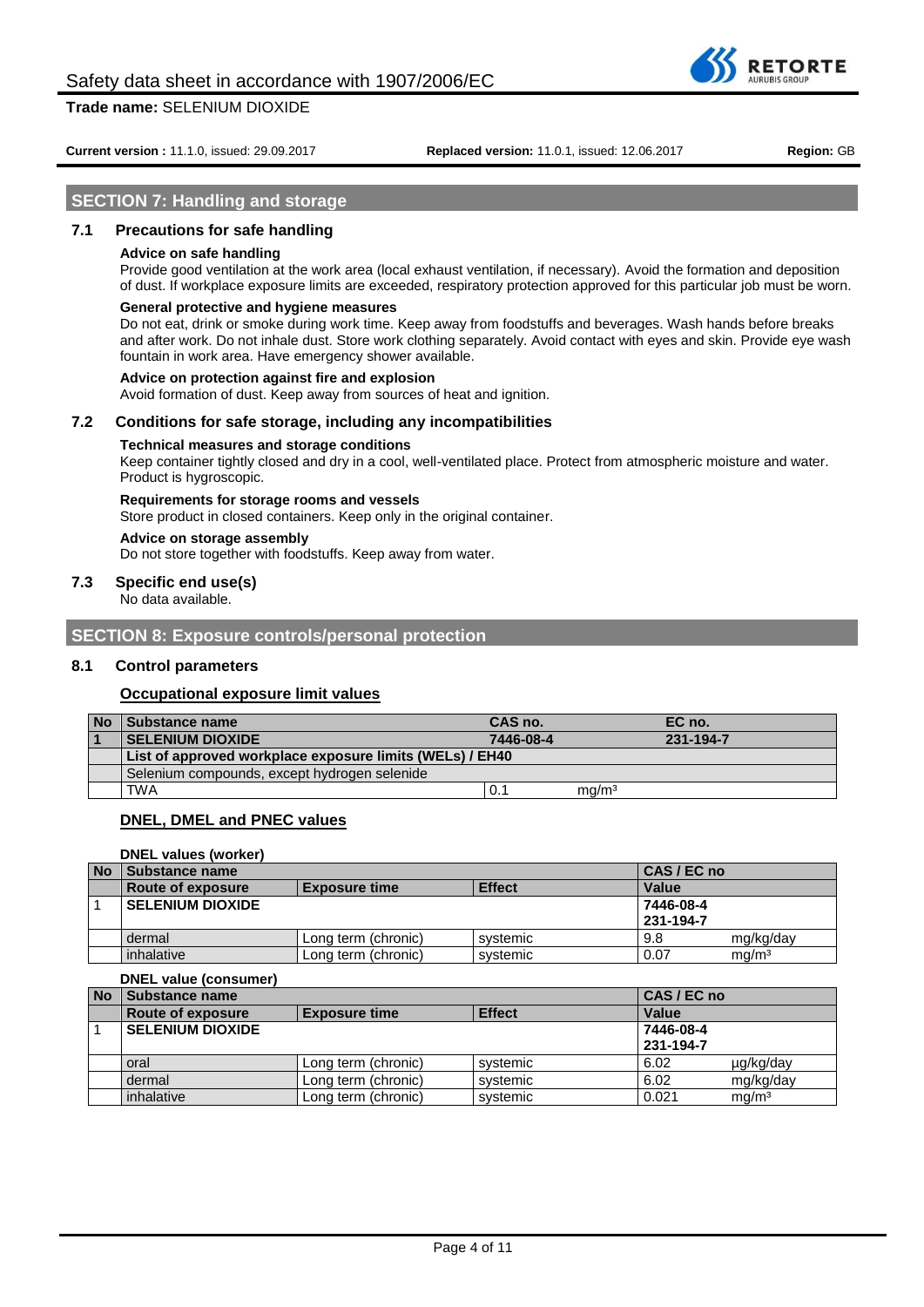## SECTION 7: Handling and storage

### 7.1 Precautions for safe handling

**Advice on safe handling**

Provide good ventilation at the work area (local exhaust ventilation, if necessary). Avoid the formation and deposition of dust. If workplace exposure limits are exceeded, respiratory protection approved for this particular job must be worn.

**General protective and hygiene measures**

Do not eat, drink or smoke during work time. Keep away from foodstuffs and beverages. Wash hands before breaks and after work. Do not inhale dust. Store work clothing separately. Avoid contact with eyes and skin. Provide eye wash fountain in work area. Have emergency shower available.

**Advice on protection against fire and explosion**

Avoid formation of dust. Keep away from sources of heat and ignition.

### 7.2 Conditions for safe storage, including any incompatibilities

**Technical measures and storage conditions**

Keep container tightly closed and dry in a cool, well-ventilated place. Protect from atmospheric moisture and water. Product is hygroscopic.

**Requirements for storage rooms and vessels**

Store product in closed containers. Keep only in the original container.

**Advice on storage assembly**

Do not store together with foodstuffs. Keep away from water.

### 7.3 Specific end use(s)

No data available.

## SECTION 8: Exposure controls/personal protection

### 8.1 Control parameters

**Occupational exposure limit values**

| No | Substance name | CAS no. | | EC no. |
|---|---|---|---|---|
| 1 | **SELENIUM DIOXIDE** | **7446-08-4** | | **231-194-7** |
| | **List of approved workplace exposure limits (WELs) / EH40** | | | |
| | Selenium compounds, except hydrogen selenide | | | |
| | TWA | 0.1 | mg/m³ | |

**DNEL, DMEL and PNEC values**

**DNEL values (worker)**

| No | Substance name | | | CAS / EC no | |
|---|---|---|---|---|---|
| | **Route of exposure** | **Exposure time** | **Effect** | **Value** | |
| 1 | **SELENIUM DIOXIDE** | | | **7446-08-4**<br>**231-194-7** | |
| | dermal | Long term (chronic) | systemic | 9.8 | mg/kg/day |
| | inhalative | Long term (chronic) | systemic | 0.07 | mg/m³ |

**DNEL value (consumer)**

| No | Substance name | | | CAS / EC no | |
|---|---|---|---|---|---|
| | **Route of exposure** | **Exposure time** | **Effect** | **Value** | |
| 1 | **SELENIUM DIOXIDE** | | | **7446-08-4**<br>**231-194-7** | |
| | oral | Long term (chronic) | systemic | 6.02 | µg/kg/day |
| | dermal | Long term (chronic) | systemic | 6.02 | mg/kg/day |
| | inhalative | Long term (chronic) | systemic | 0.021 | mg/m³ |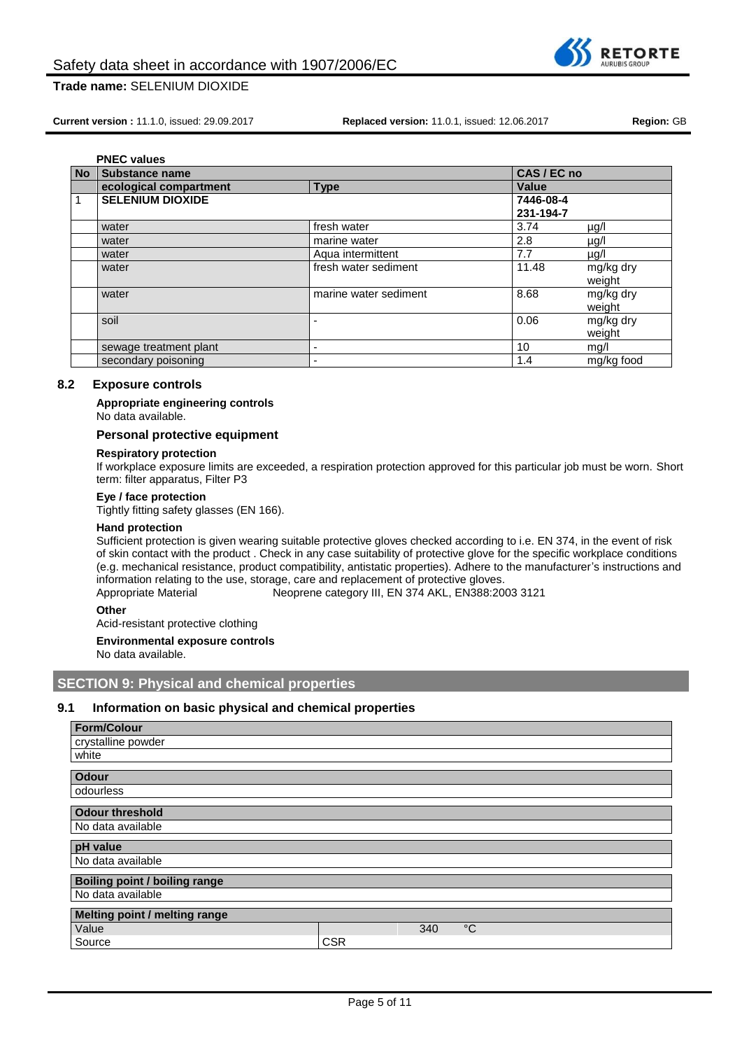**PNEC values**

| No | Substance name | | CAS / EC no | |
|---|---|---|---|---|
| | ecological compartment | Type | Value | |
| 1 | **SELENIUM DIOXIDE** | | **7446-08-4**<br>**231-194-7** | |
| | water | fresh water | 3.74 | µg/l |
| | water | marine water | 2.8 | µg/l |
| | water | Aqua intermittent | 7.7 | µg/l |
| | water | fresh water sediment | 11.48 | mg/kg dry weight |
| | water | marine water sediment | 8.68 | mg/kg dry weight |
| | soil | - | 0.06 | mg/kg dry weight |
| | sewage treatment plant | - | 10 | mg/l |
| | secondary poisoning | - | 1.4 | mg/kg food |

### 8.2 Exposure controls

**Appropriate engineering controls**

No data available.

#### Personal protective equipment

**Respiratory protection**

If workplace exposure limits are exceeded, a respiration protection approved for this particular job must be worn. Short term: filter apparatus, Filter P3

**Eye / face protection**

Tightly fitting safety glasses (EN 166).

**Hand protection**

Sufficient protection is given wearing suitable protective gloves checked according to i.e. EN 374, in the event of risk of skin contact with the product . Check in any case suitability of protective glove for the specific workplace conditions (e.g. mechanical resistance, product compatibility, antistatic properties). Adhere to the manufacturer's instructions and information relating to the use, storage, care and replacement of protective gloves.

Appropriate Material Neoprene category III, EN 374 AKL, EN388:2003 3121

**Other**

Acid-resistant protective clothing

**Environmental exposure controls**

No data available.

## SECTION 9: Physical and chemical properties

### 9.1 Information on basic physical and chemical properties

| Form/Colour |
|---|
| crystalline powder |
| white |

| Odour |
|---|
| odourless |

| Odour threshold |
|---|
| No data available |

| pH value |
|---|
| No data available |

| Boiling point / boiling range |
|---|
| No data available |

| Melting point / melting range | | |
|---|---|---|
| Value | 340 | °C |
| Source | CSR | |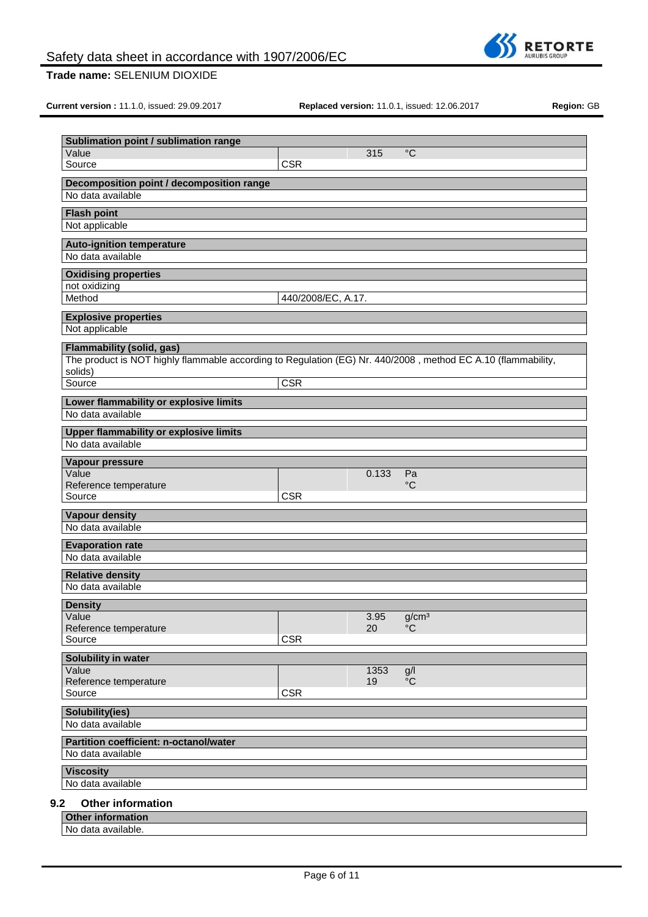| Sublimation point / sublimation range | | | |
|---|---|---|---|
| Value | | 315 | °C |
| Source | CSR | | |

| Decomposition point / decomposition range |
|---|
| No data available |

| Flash point |
|---|
| Not applicable |

| Auto-ignition temperature |
|---|
| No data available |

| Oxidising properties | |
|---|---|
| not oxidizing | |
| Method | 440/2008/EC, A.17. |

| Explosive properties |
|---|
| Not applicable |

| Flammability (solid, gas) | |
|---|---|
| The product is NOT highly flammable according to Regulation (EG) Nr. 440/2008 , method EC A.10 (flammability, solids) | |
| Source | CSR |

| Lower flammability or explosive limits |
|---|
| No data available |

| Upper flammability or explosive limits |
|---|
| No data available |

| Vapour pressure | | | |
|---|---|---|---|
| Value | | 0.133 | Pa |
| Reference temperature | | | °C |
| Source | CSR | | |

| Vapour density |
|---|
| No data available |

| Evaporation rate |
|---|
| No data available |

| Relative density |
|---|
| No data available |

| Density | | | |
|---|---|---|---|
| Value | | 3.95 | $g/cm^3$ |
| Reference temperature | | 20 | °C |
| Source | CSR | | |

| Solubility in water | | | |
|---|---|---|---|
| Value | | 1353 | g/l |
| Reference temperature | | 19 | °C |
| Source | CSR | | |

| Solubility(ies) |
|---|
| No data available |

| Partition coefficient: n-octanol/water |
|---|
| No data available |

| Viscosity |
|---|
| No data available |

## 9.2 Other information

| Other information |
|---|
| No data available. |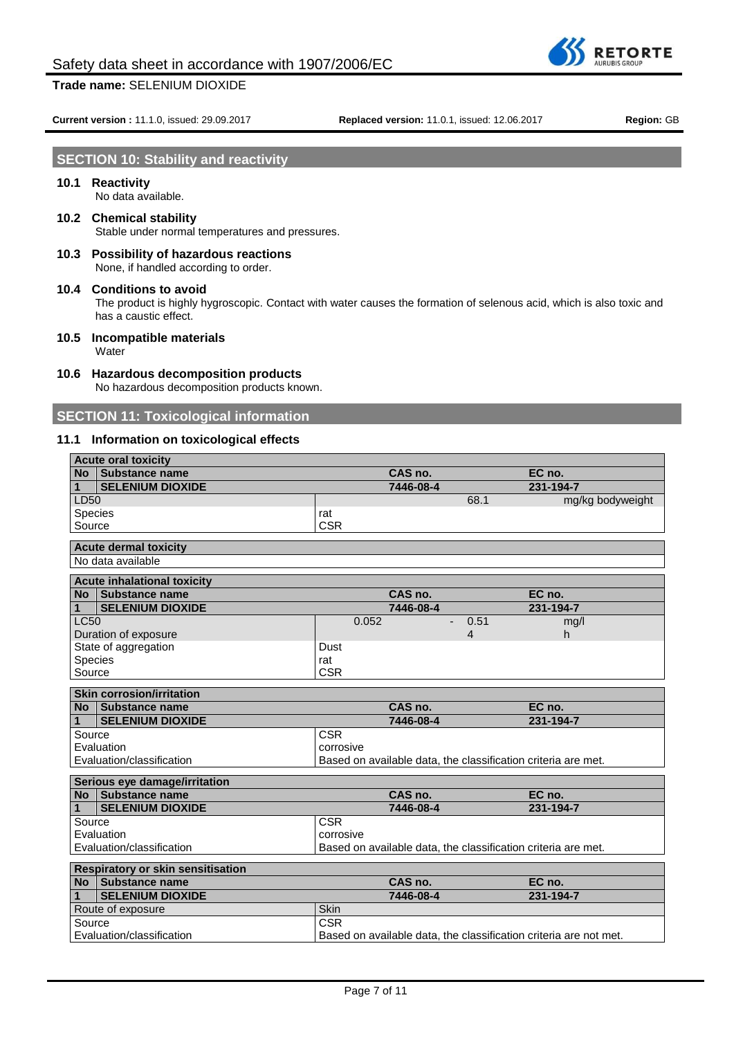## SECTION 10: Stability and reactivity

### 10.1 Reactivity

No data available.

### 10.2 Chemical stability

Stable under normal temperatures and pressures.

### 10.3 Possibility of hazardous reactions

None, if handled according to order.

### 10.4 Conditions to avoid

The product is highly hygroscopic. Contact with water causes the formation of selenous acid, which is also toxic and has a caustic effect.

### 10.5 Incompatible materials

Water

### 10.6 Hazardous decomposition products

No hazardous decomposition products known.

## SECTION 11: Toxicological information

### 11.1 Information on toxicological effects

| Acute oral toxicity | | | | |
|---|---|---|---|---|
| **No** | **Substance name** | **CAS no.** | | **EC no.** |
| **1** | **SELENIUM DIOXIDE** | **7446-08-4** | | **231-194-7** |
| LD50 | | | 68.1 | mg/kg bodyweight |
| Species | | rat | | |
| Source | | CSR | | |

| Acute dermal toxicity |
|---|
| No data available |

| Acute inhalational toxicity | | | | | |
|---|---|---|---|---|---|
| **No** | **Substance name** | **CAS no.** | | | **EC no.** |
| **1** | **SELENIUM DIOXIDE** | **7446-08-4** | | | **231-194-7** |
| LC50 | | 0.052 | - | 0.51 | mg/l |
| Duration of exposure | | | | 4 | h |
| State of aggregation | | Dust | | | |
| Species | | rat | | | |
| Source | | CSR | | | |

| Skin corrosion/irritation | | | |
|---|---|---|---|
| **No** | **Substance name** | **CAS no.** | **EC no.** |
| **1** | **SELENIUM DIOXIDE** | **7446-08-4** | **231-194-7** |
| Source | | CSR | |
| Evaluation | | corrosive | |
| Evaluation/classification | | Based on available data, the classification criteria are met. | |

| Serious eye damage/irritation | | | |
|---|---|---|---|
| **No** | **Substance name** | **CAS no.** | **EC no.** |
| **1** | **SELENIUM DIOXIDE** | **7446-08-4** | **231-194-7** |
| Source | | CSR | |
| Evaluation | | corrosive | |
| Evaluation/classification | | Based on available data, the classification criteria are met. | |

| Respiratory or skin sensitisation | | | |
|---|---|---|---|
| **No** | **Substance name** | **CAS no.** | **EC no.** |
| **1** | **SELENIUM DIOXIDE** | **7446-08-4** | **231-194-7** |
| Route of exposure | | Skin | |
| Source | | CSR | |
| Evaluation/classification | | Based on available data, the classification criteria are not met. | |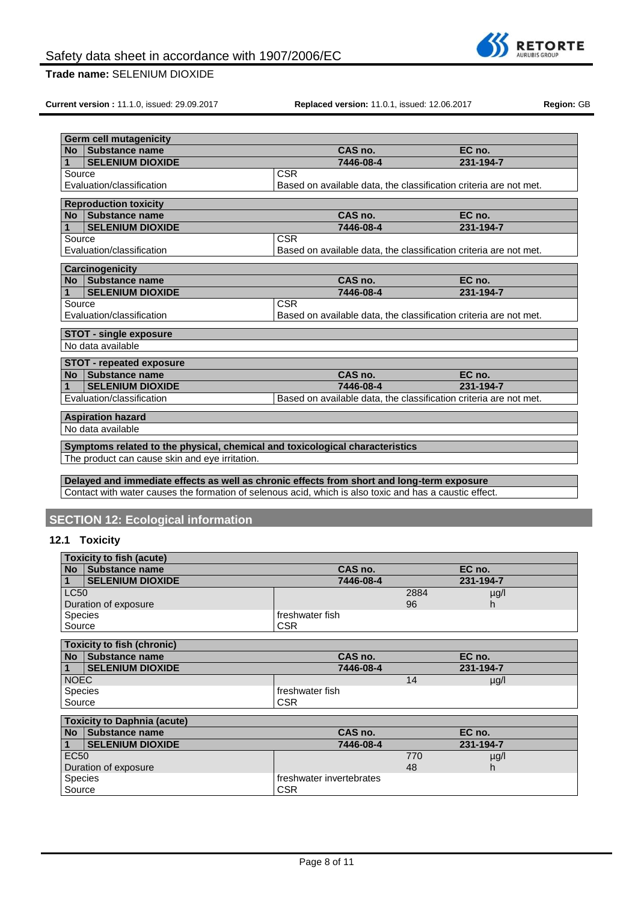| Germ cell mutagenicity | | | |
|---|---|---|---|
| **No** | **Substance name** | **CAS no.** | **EC no.** |
| **1** | **SELENIUM DIOXIDE** | **7446-08-4** | **231-194-7** |
| Source | | CSR | |
| Evaluation/classification | | Based on available data, the classification criteria are not met. | |

| Reproduction toxicity | | | |
|---|---|---|---|
| **No** | **Substance name** | **CAS no.** | **EC no.** |
| **1** | **SELENIUM DIOXIDE** | **7446-08-4** | **231-194-7** |
| Source | | CSR | |
| Evaluation/classification | | Based on available data, the classification criteria are not met. | |

| Carcinogenicity | | | |
|---|---|---|---|
| **No** | **Substance name** | **CAS no.** | **EC no.** |
| **1** | **SELENIUM DIOXIDE** | **7446-08-4** | **231-194-7** |
| Source | | CSR | |
| Evaluation/classification | | Based on available data, the classification criteria are not met. | |

| STOT - single exposure |
|---|
| No data available |

| STOT - repeated exposure | | | |
|---|---|---|---|
| **No** | **Substance name** | **CAS no.** | **EC no.** |
| **1** | **SELENIUM DIOXIDE** | **7446-08-4** | **231-194-7** |
| Evaluation/classification | | Based on available data, the classification criteria are not met. | |

| Aspiration hazard |
|---|
| No data available |

| Symptoms related to the physical, chemical and toxicological characteristics |
|---|
| The product can cause skin and eye irritation. |

| Delayed and immediate effects as well as chronic effects from short and long-term exposure |
|---|
| Contact with water causes the formation of selenous acid, which is also toxic and has a caustic effect. |

## SECTION 12: Ecological information

### 12.1 Toxicity

| Toxicity to fish (acute) | | | | |
|---|---|---|---|---|
| **No** | **Substance name** | **CAS no.** | | **EC no.** |
| **1** | **SELENIUM DIOXIDE** | **7446-08-4** | | **231-194-7** |
| LC50 | | | 2884 | µg/l |
| Duration of exposure | | | 96 | h |
| Species | | freshwater fish | | |
| Source | | CSR | | |

| Toxicity to fish (chronic) | | | | |
|---|---|---|---|---|
| **No** | **Substance name** | **CAS no.** | | **EC no.** |
| **1** | **SELENIUM DIOXIDE** | **7446-08-4** | | **231-194-7** |
| NOEC | | | 14 | µg/l |
| Species | | freshwater fish | | |
| Source | | CSR | | |

| Toxicity to Daphnia (acute) | | | | |
|---|---|---|---|---|
| **No** | **Substance name** | **CAS no.** | | **EC no.** |
| **1** | **SELENIUM DIOXIDE** | **7446-08-4** | | **231-194-7** |
| EC50 | | | 770 | µg/l |
| Duration of exposure | | | 48 | h |
| Species | | freshwater invertebrates | | |
| Source | | CSR | | |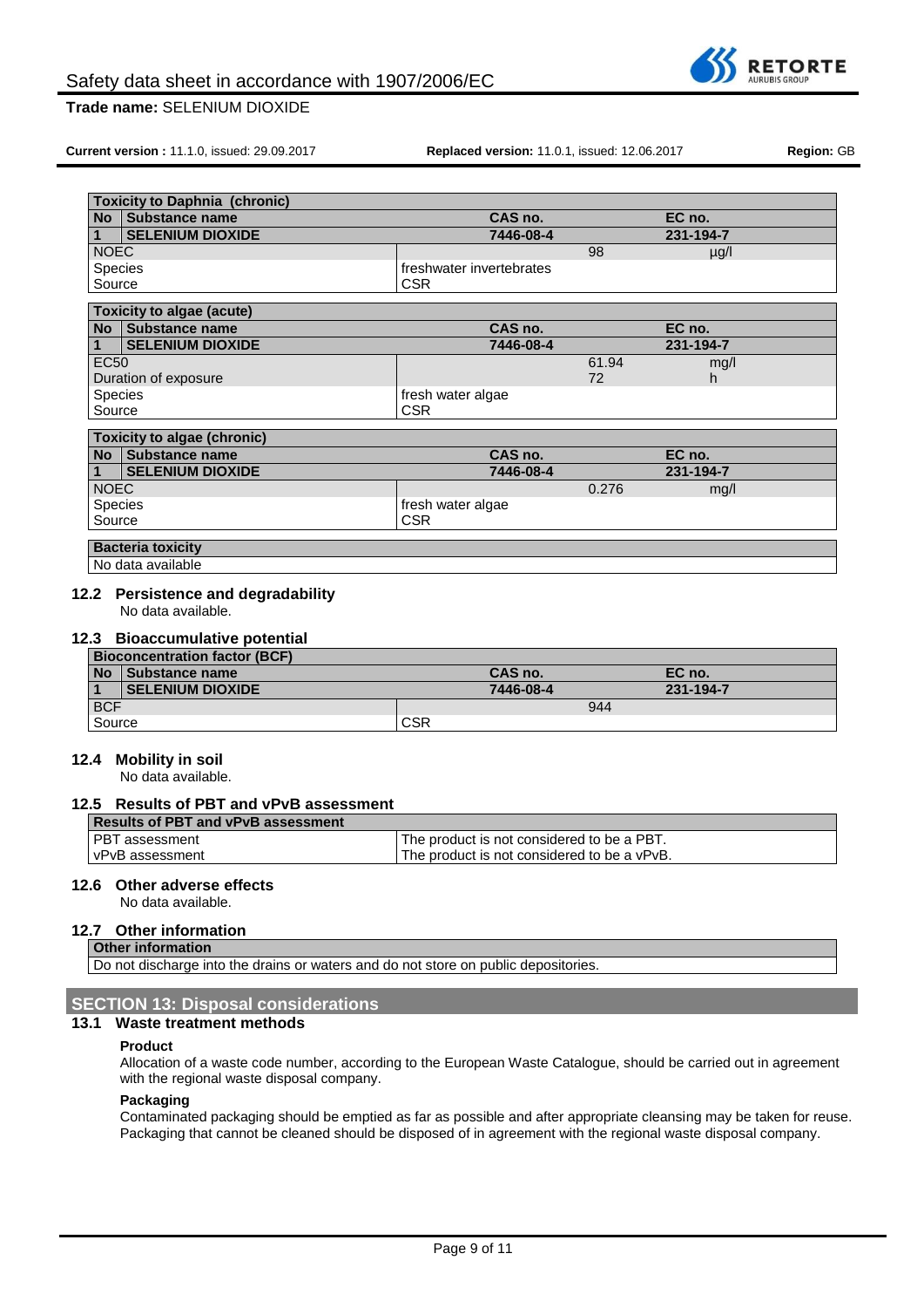| Toxicity to Daphnia (chronic) | | | |
|---|---|---|---|
| **No** | **Substance name** | **CAS no.** | **EC no.** |
| **1** | **SELENIUM DIOXIDE** | **7446-08-4** | **231-194-7** |
| NOEC | | 98 | µg/l |
| Species | | freshwater invertebrates | |
| Source | | CSR | |

| Toxicity to algae (acute) | | | |
|---|---|---|---|
| **No** | **Substance name** | **CAS no.** | **EC no.** |
| **1** | **SELENIUM DIOXIDE** | **7446-08-4** | **231-194-7** |
| EC50 | | 61.94 | mg/l |
| Duration of exposure | | 72 | h |
| Species | | fresh water algae | |
| Source | | CSR | |

| Toxicity to algae (chronic) | | | |
|---|---|---|---|
| **No** | **Substance name** | **CAS no.** | **EC no.** |
| **1** | **SELENIUM DIOXIDE** | **7446-08-4** | **231-194-7** |
| NOEC | | 0.276 | mg/l |
| Species | | fresh water algae | |
| Source | | CSR | |

| Bacteria toxicity |
|---|
| No data available |

### 12.2 Persistence and degradability

No data available.

### 12.3 Bioaccumulative potential

| Bioconcentration factor (BCF) | | | |
|---|---|---|---|
| **No** | **Substance name** | **CAS no.** | **EC no.** |
| **1** | **SELENIUM DIOXIDE** | **7446-08-4** | **231-194-7** |
| BCF | | 944 | |
| Source | | CSR | |

### 12.4 Mobility in soil

No data available.

### 12.5 Results of PBT and vPvB assessment

| Results of PBT and vPvB assessment | |
|---|---|
| PBT assessment | The product is not considered to be a PBT. |
| vPvB assessment | The product is not considered to be a vPvB. |

### 12.6 Other adverse effects

No data available.

### 12.7 Other information

| Other information |
|---|
| Do not discharge into the drains or waters and do not store on public depositories. |

## SECTION 13: Disposal considerations

### 13.1 Waste treatment methods

**Product**

Allocation of a waste code number, according to the European Waste Catalogue, should be carried out in agreement with the regional waste disposal company.

**Packaging**

Contaminated packaging should be emptied as far as possible and after appropriate cleansing may be taken for reuse. Packaging that cannot be cleaned should be disposed of in agreement with the regional waste disposal company.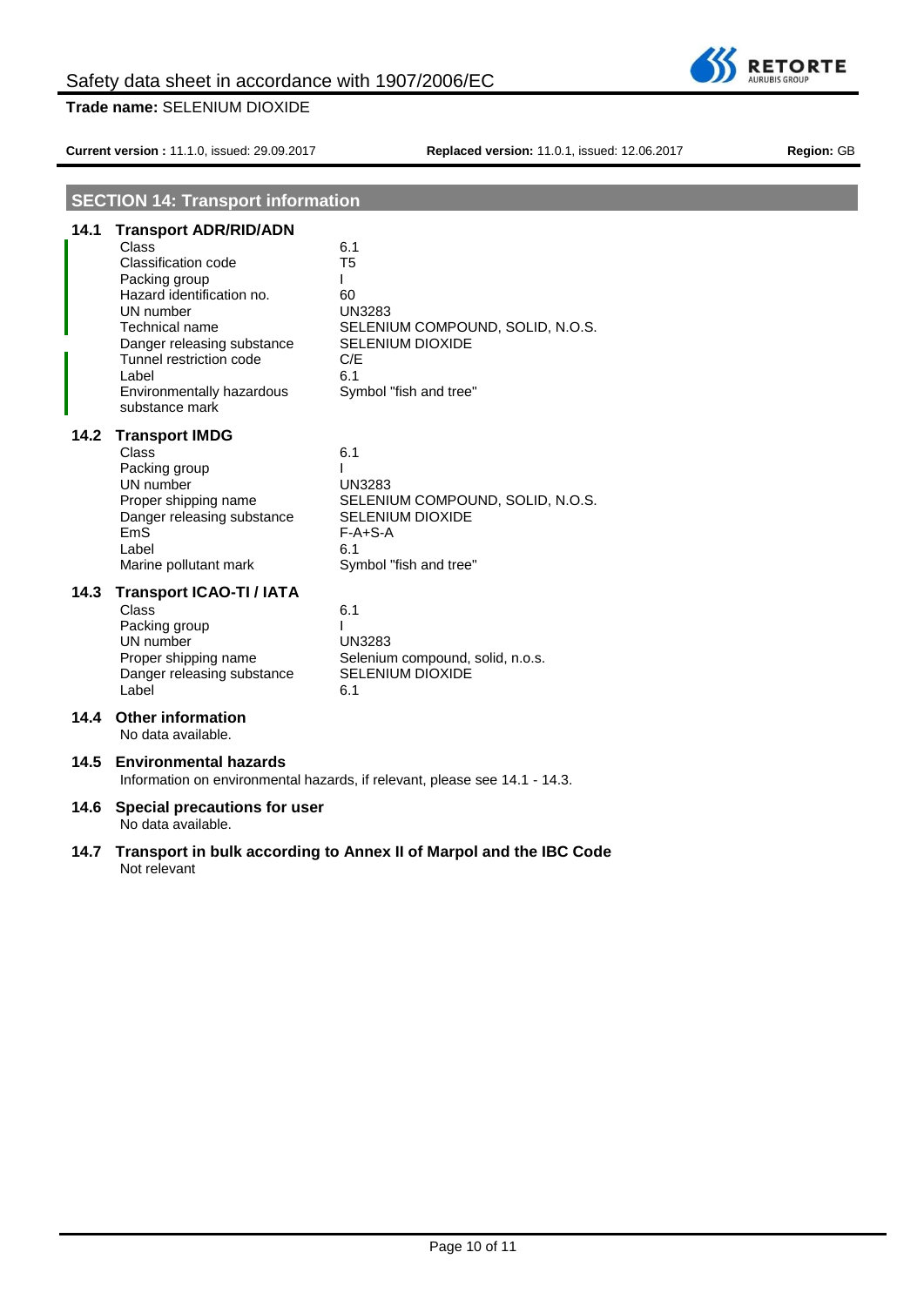## SECTION 14: Transport information

### 14.1 Transport ADR/RID/ADN

| | |
|---|---|
| Class | 6.1 |
| Classification code | T5 |
| Packing group | I |
| Hazard identification no. | 60 |
| UN number | UN3283 |
| Technical name | SELENIUM COMPOUND, SOLID, N.O.S. |
| Danger releasing substance | SELENIUM DIOXIDE |
| Tunnel restriction code | C/E |
| Label | 6.1 |
| Environmentally hazardous substance mark | Symbol "fish and tree" |

### 14.2 Transport IMDG

| | |
|---|---|
| Class | 6.1 |
| Packing group | I |
| UN number | UN3283 |
| Proper shipping name | SELENIUM COMPOUND, SOLID, N.O.S. |
| Danger releasing substance | SELENIUM DIOXIDE |
| EmS | F-A+S-A |
| Label | 6.1 |
| Marine pollutant mark | Symbol "fish and tree" |

### 14.3 Transport ICAO-TI / IATA

| | |
|---|---|
| Class | 6.1 |
| Packing group | I |
| UN number | UN3283 |
| Proper shipping name | Selenium compound, solid, n.o.s. |
| Danger releasing substance | SELENIUM DIOXIDE |
| Label | 6.1 |

### 14.4 Other information

No data available.

### 14.5 Environmental hazards

Information on environmental hazards, if relevant, please see 14.1 - 14.3.

### 14.6 Special precautions for user

No data available.

### 14.7 Transport in bulk according to Annex II of Marpol and the IBC Code

Not relevant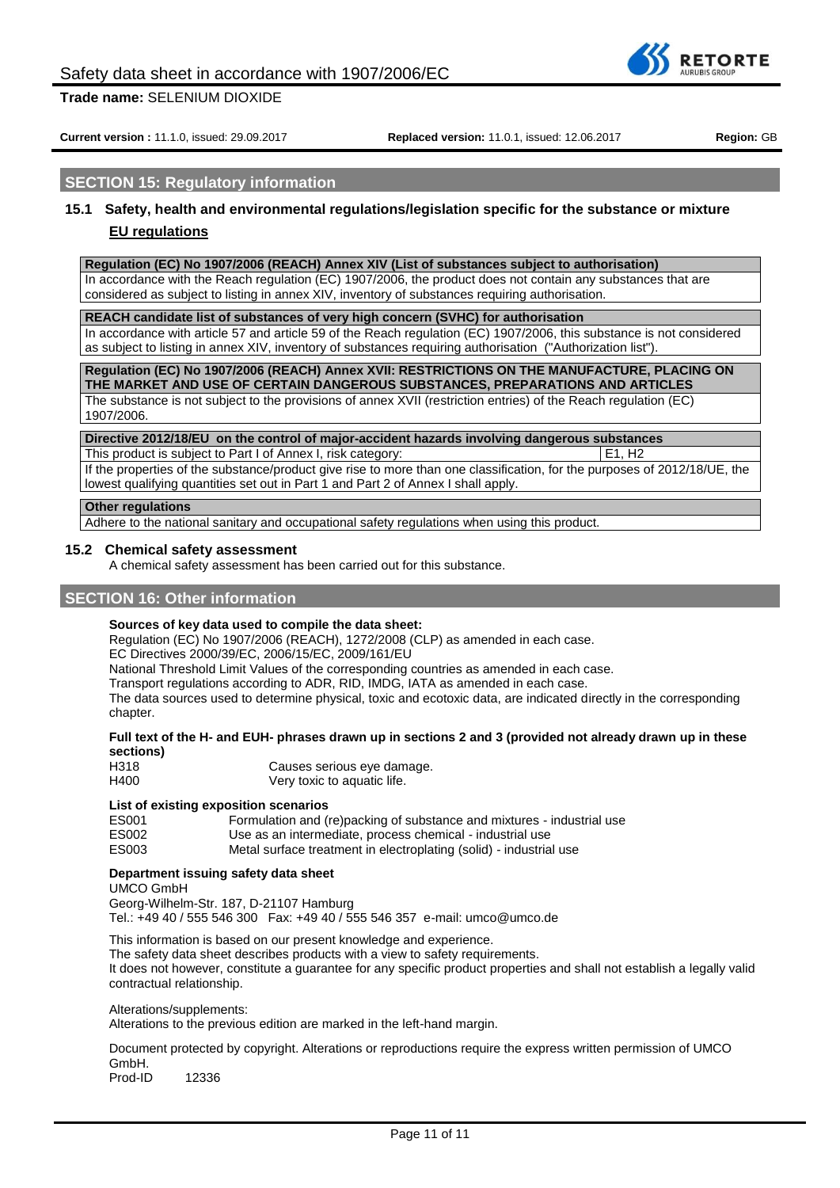## SECTION 15: Regulatory information

### 15.1 Safety, health and environmental regulations/legislation specific for the substance or mixture

**EU regulations**

**Regulation (EC) No 1907/2006 (REACH) Annex XIV (List of substances subject to authorisation)**

In accordance with the Reach regulation (EC) 1907/2006, the product does not contain any substances that are considered as subject to listing in annex XIV, inventory of substances requiring authorisation.

**REACH candidate list of substances of very high concern (SVHC) for authorisation**

In accordance with article 57 and article 59 of the Reach regulation (EC) 1907/2006, this substance is not considered as subject to listing in annex XIV, inventory of substances requiring authorisation ("Authorization list").

**Regulation (EC) No 1907/2006 (REACH) Annex XVII: RESTRICTIONS ON THE MANUFACTURE, PLACING ON THE MARKET AND USE OF CERTAIN DANGEROUS SUBSTANCES, PREPARATIONS AND ARTICLES**

The substance is not subject to the provisions of annex XVII (restriction entries) of the Reach regulation (EC) 1907/2006.

**Directive 2012/18/EU on the control of major-accident hazards involving dangerous substances**

| | |
|---|---|
| This product is subject to Part I of Annex I, risk category: | E1, H2 |

If the properties of the substance/product give rise to more than one classification, for the purposes of 2012/18/UE, the lowest qualifying quantities set out in Part 1 and Part 2 of Annex I shall apply.

**Other regulations**

Adhere to the national sanitary and occupational safety regulations when using this product.

### 15.2 Chemical safety assessment

A chemical safety assessment has been carried out for this substance.

## SECTION 16: Other information

**Sources of key data used to compile the data sheet:**

Regulation (EC) No 1907/2006 (REACH), 1272/2008 (CLP) as amended in each case.
EC Directives 2000/39/EC, 2006/15/EC, 2009/161/EU
National Threshold Limit Values of the corresponding countries as amended in each case.
Transport regulations according to ADR, RID, IMDG, IATA as amended in each case.
The data sources used to determine physical, toxic and ecotoxic data, are indicated directly in the corresponding chapter.

**Full text of the H- and EUH- phrases drawn up in sections 2 and 3 (provided not already drawn up in these sections)**

| | |
|---|---|
| H318 | Causes serious eye damage. |
| H400 | Very toxic to aquatic life. |

**List of existing exposition scenarios**

| | |
|---|---|
| ES001 | Formulation and (re)packing of substance and mixtures - industrial use |
| ES002 | Use as an intermediate, process chemical - industrial use |
| ES003 | Metal surface treatment in electroplating (solid) - industrial use |

**Department issuing safety data sheet**

UMCO GmbH
Georg-Wilhelm-Str. 187, D-21107 Hamburg
Tel.: +49 40 / 555 546 300 Fax: +49 40 / 555 546 357 e-mail: umco@umco.de

This information is based on our present knowledge and experience.
The safety data sheet describes products with a view to safety requirements.
It does not however, constitute a guarantee for any specific product properties and shall not establish a legally valid contractual relationship.

Alterations/supplements:
Alterations to the previous edition are marked in the left-hand margin.

Document protected by copyright. Alterations or reproductions require the express written permission of UMCO GmbH.
Prod-ID 12336